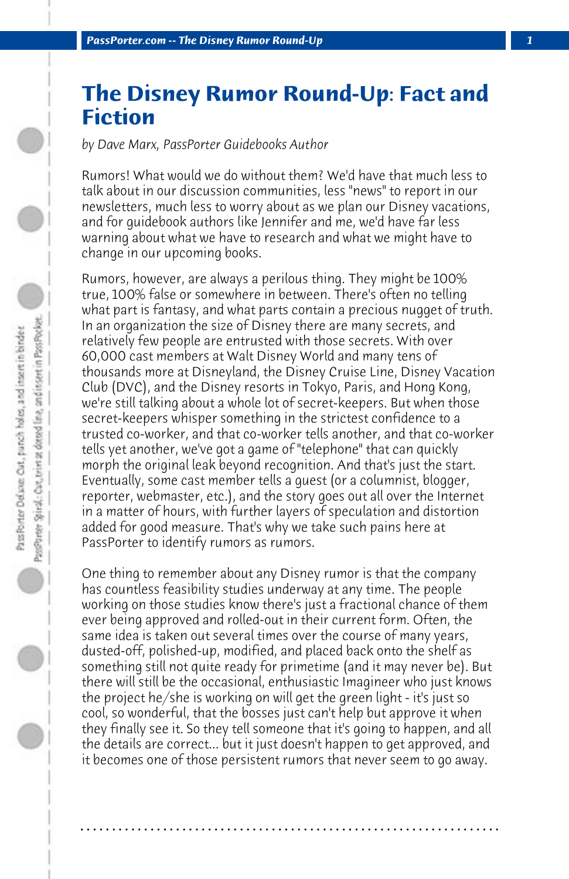# The Disney Rumor Round-Up: Fact and Fiction

*by Dave Marx, PassPorter Guidebooks Author*

Rumors! What would we do without them? We'd have that much less to talk about in our discussion communities, less "news" to report in our newsletters, much less to worry about as we plan our Disney vacations, and for guidebook authors like Jennifer and me, we'd have far less warning about what we have to research and what we might have to change in our upcoming books.

Rumors, however, are always a perilous thing. They might be 100% true, 100% false or somewhere in between. There's often no telling what part is fantasy, and what parts contain a precious nugget of truth. In an organization the size of Disney there are many secrets, and relatively few people are entrusted with those secrets. With over 60,000 cast members at Walt Disney World and many tens of thousands more at Disneyland, the Disney Cruise Line, Disney Vacation Club (DVC), and the Disney resorts in Tokyo, Paris, and Hong Kong, we're still talking about a whole lot of secret-keepers. But when those secret-keepers whisper something in the strictest confidence to a trusted co-worker, and that co-worker tells another, and that co-worker tells yet another, we've got a game of "telephone" that can quickly morph the original leak beyond recognition. And that's just the start. Eventually, some cast member tells a guest (or a columnist, blogger, reporter, webmaster, etc.), and the story goes out all over the Internet in a matter of hours, with further layers of speculation and distortion added for good measure. That's why we take such pains here at PassPorter to identify rumors as rumors.

One thing to remember about any Disney rumor is that the company has countless feasibility studies underway at any time. The people working on those studies know there's just a fractional chance of them ever being approved and rolled-out in their current form. Often, the same idea is taken out several times over the course of many years, dusted-off, polished-up, modified, and placed back onto the shelf as something still not quite ready for primetime (and it may never be). But there will still be the occasional, enthusiastic Imagineer who just knows the project he/she is working on will get the green light - it's just so cool, so wonderful, that the bosses just can't help but approve it when they finally see it. So they tell someone that it's going to happen, and all the details are correct... but it just doesn't happen to get approved, and it becomes one of those persistent rumors that never seem to go away.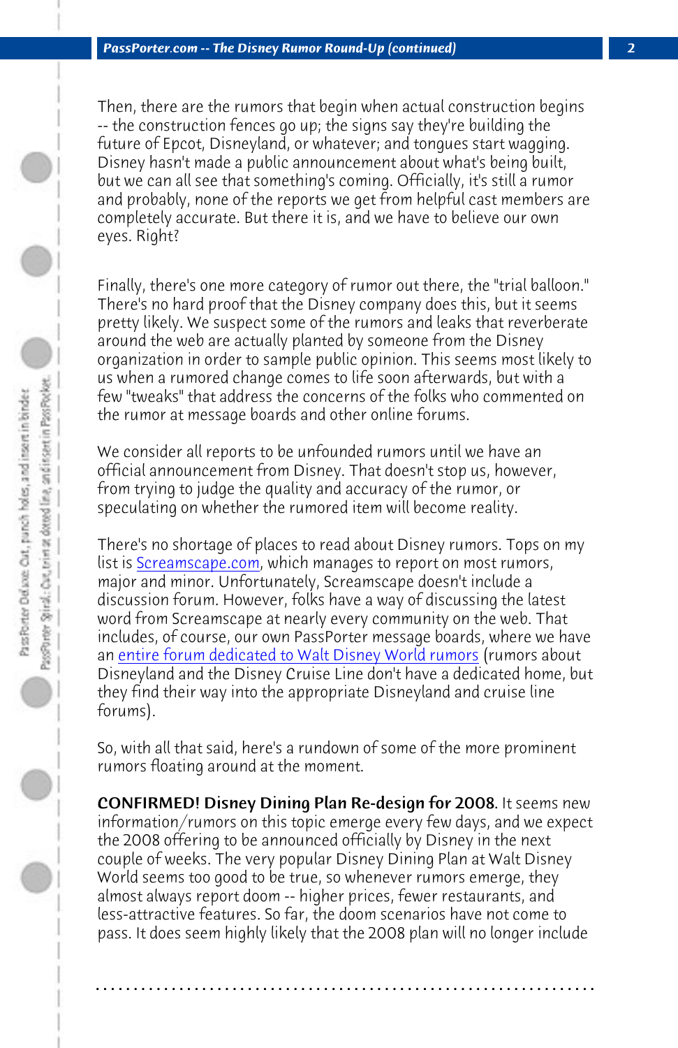Then, there are the rumors that begin when actual construction begins -- the construction fences go up; the signs say they're building the future of Epcot, Disneyland, or whatever; and tongues start wagging. Disney hasn't made a public announcement what's being built, but we can all see that something's coming. Officially, it's still a rumor and probably, none of the reports we get from helpful cast members are completely accurate. But there it is, and we have to believe our own eyes. Right?

Finally, there's one more category of rumor out there, the "trial balloon." There's no hard proof that the Disney company does this, but it seems pretty likely. We suspect some of the rumors and leaks that reverberate around the web are actually planted by someone from the Disney organization in order to sample public opinion. This seems most likely to us when a rumored change comes to life soon afterwards, but with a few "tweaks" that address the concerns of the folks who commented on the rumor at message boards and other online forums.

We consider all reports to be unfounded rumors until we have an official announcement from Disney. That doesn't stop us, however, from trying to judge the quality and accuracy of the rumor, or speculating on whether the rumored item will become reality.

There's no shortage of places to read about Disney rumors. Tops on my list is Screamscape.com, which manages to report on most rumors, major and minor. Unfortunately, Screamscape doesn't include a discussion forum. However, folks have a way of discussing the latest word from Screamscape at nearly every community on the web. That includes, of course, our own PassPorter message boards, where we have an entire forum dedicated to Walt Disney World rumors (rumors about Disneyland and the Disney Cruise Line don't have a dedicated home, but they find their way into the appropriate Disneyland and cruise line forums).

So, with all that said, here's a rundown of some of the more prominent rumors floating around at the moment.

**CONFIRMED! Disney Dining Plan Re-design for 2008.** It seems new information/rumors on this topic emerge every few days, and we expect the 2008 offering to be announced officially by Disney in the next couple of weeks. The very popular Disney Dining Plan at Walt Disney World seems too good to be true, so whenever rumors emerge, they almost always report doom -- higher prices, fewer restaurants, and less-attractive features. So far, the doom scenarios have not come to pass. It does seem highly likely that the 2008 plan will no longer include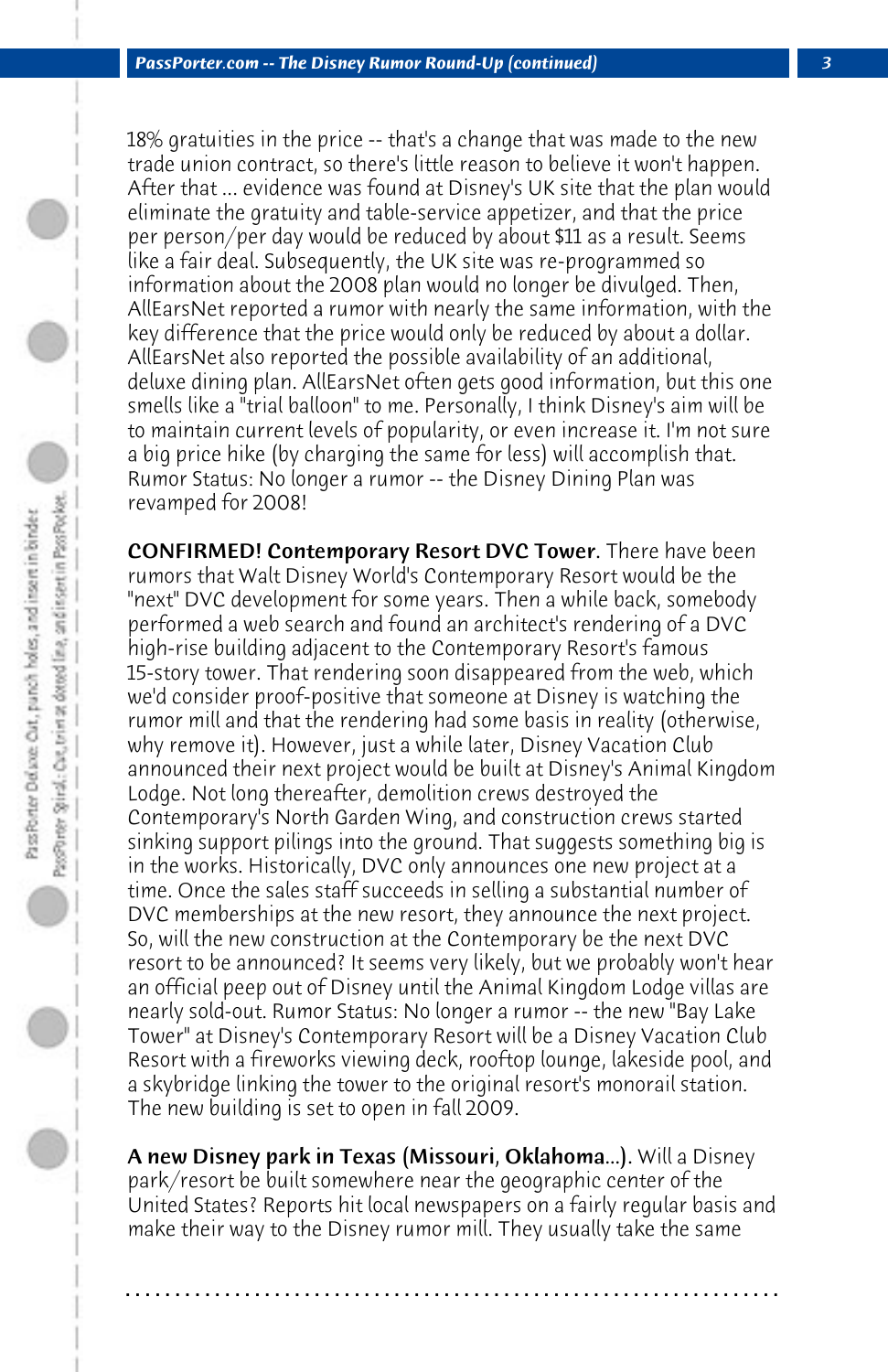18% gratuities in the price -- that's a change that was made to the new trade union contract, so there's little reason to believe it won't happen. After that ... evidence was found at Disney's UK site that the plan would eliminate the gratuity and table-service appetizer, and that the price per person/per day would be reduced by about $11 as a result. Seems like a fair deal. Subsequently, the UK site was re-programmed so information about the 2008 plan would no longer be divulged. Then, AllEarsNet reported a rumor with nearly the same information, with the key difference that the price would only be reduced by about a dollar. AllEarsNet also reported the possible availability of an additional, deluxe dining plan. AllEarsNet often gets good information, but this one smells like a "trial balloon" to me. Personally, I think Disney's aim will be to maintain current levels of popularity, or even increase it. I'm not sure a big price hike (by charging the same for less) will accomplish that. Rumor Status: No longer a rumor -- the Disney Dining Plan was revamped for 2008!

**CONFIRMED! Contemporary Resort DVC Tower**. There have been rumors that Walt Disney World's Contemporary Resort would be the "next" DVC development for some years. Then a while back, somebody performed a web search and found an architect's rendering of a DVC high-rise building adjacent to the Contemporary Resort's famous 15-story tower. That rendering soon disappeared from the web, which we'd consider proof-positive that someone at Disney is watching the rumor mill and that the rendering had some basis in reality (otherwise, why remove it). However, just a while later, Disney Vacation Club announced their next project would be built at Disney's Animal Kingdom Lodge. Not long thereafter, demolition crews destroyed the Contemporary's North Garden Wing, and construction crews started sinking support pilings into the ground. That suggests something big is in the works. Historically, DVC only announces one new project at a time. Once the sales staff succeeds in selling a substantial number of DVC memberships at the new resort, they announce the next project. So, will the new construction at the Contemporary be the next DVC resort to be announced? It seems very likely, but we probably won't hear an official peep out of Disney until the Animal Kingdom Lodge villas are nearly sold-out. Rumor Status: No longer a rumor -- the new "Bay Lake Tower" at Disney's Contemporary Resort will be a Disney Vacation Club Resort with a fireworks viewing deck, rooftop lounge, lakeside pool, and a skybridge linking the tower to the original resort's monorail station. The new building is set to open in fall 2009.

**A new Disney park in Texas (Missouri, Oklahoma...)**. Will a Disney park/resort be built somewhere near the geographic center of the United States? Reports hit local newspapers on a fairly regular basis and make their way to the Disney rumor mill. They usually take the same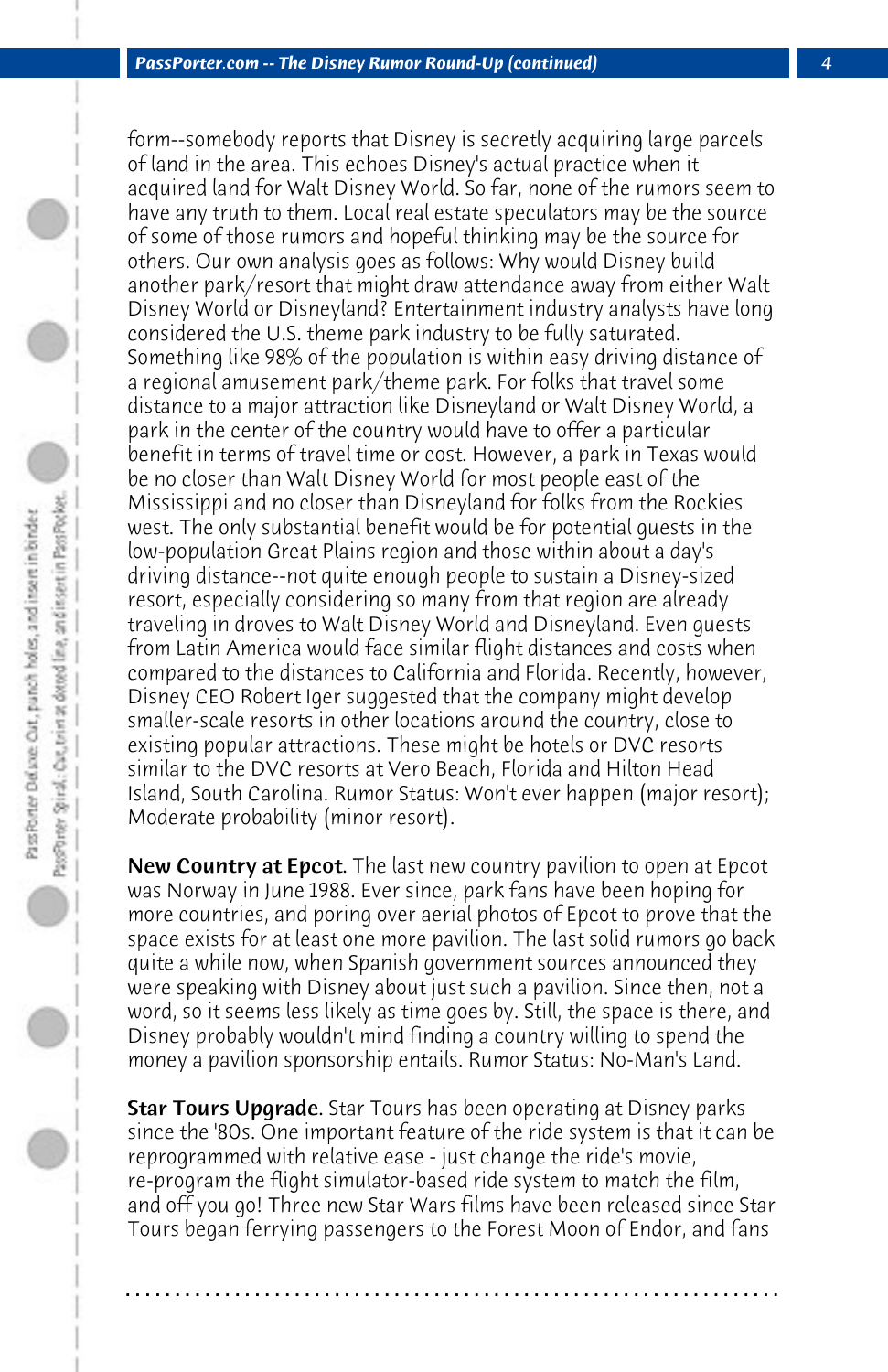form--somebody reports that Disney is secretly acquiring large parcels of land in the area. This echoes Disney's actual practice when it acquired land for Walt Disney World. So far, none of the rumors seem to have any truth to them. Local real estate speculators may be the source of some of those rumors and hopeful thinking may be the source for others. Our own analysis goes as follows: Why would Disney build another park/resort that might draw attendance away from either Walt Disney World or Disneyland? Entertainment industry analysts have long considered the U.S. theme park industry to be fully saturated. Something like 98% of the population is within easy driving distance of a regional amusement park/theme park. For folks that travel some distance to a major attraction like Disneyland or Walt Disney World, a park in the center of the country would have to offer a particular benefit in terms of travel time or cost. However, a park in Texas would be no closer than Walt Disney World for most people east of the Mississippi and no closer than Disneyland for folks from the Rockies west. The only substantial benefit would be for potential guests in the low-population Great Plains region and those within about a day's driving distance--not quite enough people to sustain a Disney-sized resort, especially considering so many from that region are already traveling in droves to Walt Disney World and Disneyland. Even guests from Latin America would face similar flight distances and costs when compared to the distances to California and Florida. Recently, however, Disney CEO Robert Iger suggested that the company might develop smaller-scale resorts in other locations around the country, close to existing popular attractions. These might be hotels or DVC resorts similar to the DVC resorts at Vero Beach, Florida and Hilton Head Island, South Carolina. Rumor Status: Won't ever happen (major resort); Moderate probability (minor resort).

**New Country at Epcot**. The last new country pavilion to open at Epcot was Norway in June 1988. Ever since, park fans have been hoping for more countries, and poring over aerial photos of Epcot to prove that the space exists for at least one more pavilion. The last solid rumors go back quite a while now, when Spanish government sources announced they were speaking with Disney about just such a pavilion. Since then, not a word, so it seems less likely as time goes by. Still, the space is there, and Disney probably wouldn't mind finding a country willing to spend the money a pavilion sponsorship entails. Rumor Status: No-Man's Land.

**Star Tours Upgrade**. Star Tours has been operating at Disney parks since the '80s. One important feature of the ride system is that it can be reprogrammed with relative ease - just change the ride's movie, re-program the flight simulator-based ride system to match the film, and off you go! Three new Star Wars films have been released since Star Tours began ferrying passengers to the Forest Moon of Endor, and fans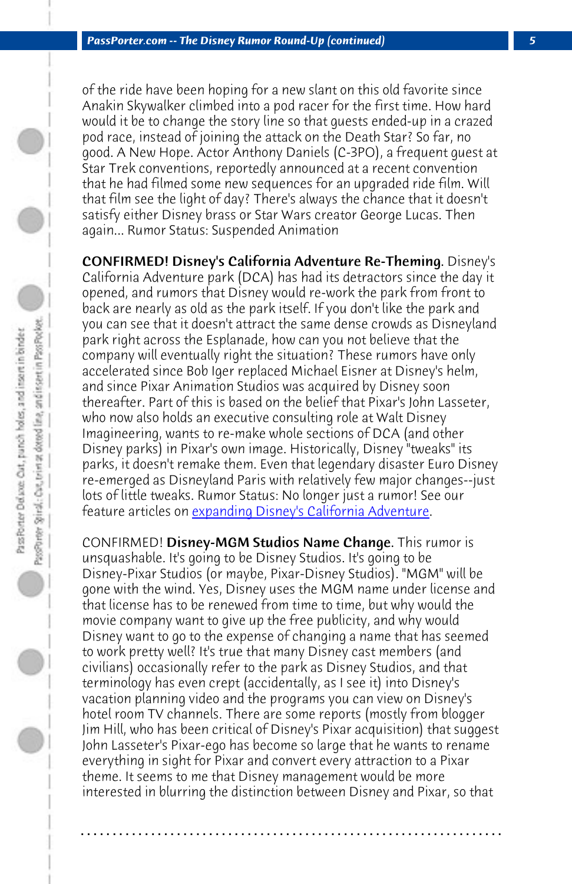of the ride have been hoping for a new slant on this old favorite since Anakin Skywalker climbed into a pod racer for the first time. How hard would it be to change the story line so that guests ended-up in a crazed pod race, instead of joining the attack on the Death Star? So far, no good. A New Hope. Actor Anthony Daniels (C-3PO), a frequent guest at Star Trek conventions, reportedly announced at a recent convention that he had filmed some new sequences for an upgraded ride film. Will that film see the light of day? There's always the chance that it doesn't satisfy either Disney brass or Star Wars creator George Lucas. Then again... Rumor Status: Suspended Animation

**CONFIRMED! Disney's California Adventure Re-Theming**. Disney's California Adventure park (DCA) has had its detractors since the day it opened, and rumors that Disney would re-work the park from front to back are nearly as old as the park itself. If you don't like the park and you can see that it doesn't attract the same dense crowds as Disneyland park right across the Esplanade, how can you not believe that the company will eventually right the situation? These rumors have only accelerated since Bob Iger replaced Michael Eisner at Disney's helm, and since Pixar Animation Studios was acquired by Disney soon thereafter. Part of this is based on the belief that Pixar's John Lasseter, who now also holds an executive consulting role at Walt Disney Imagineering, wants to re-make whole sections of DCA (and other Disney parks) in Pixar's own image. Historically, Disney "tweaks" its parks, it doesn't remake them. Even that legendary disaster Euro Disney re-emerged as Disneyland Paris with relatively few major changes--just lots of little tweaks. Rumor Status: No longer just a rumor! See our feature articles on expanding Disney's California Adventure.

CONFIRMED! **Disney-MGM Studios Name Change**. This rumor is unsquashable. It's going to be Disney Studios. It's going to be Disney-Pixar Studios (or maybe, Pixar-Disney Studios). "MGM" will be gone with the wind. Yes, Disney uses the MGM name under license and that license has to be renewed from time to time, but why would the movie company want to give up the free publicity, and why would Disney want to go to the expense of changing a name that has seemed to work pretty well? It's true that many Disney cast members (and civilians) occasionally refer to the park as Disney Studios, and that terminology has even crept (accidentally, as I see it) into Disney's vacation planning video and the programs you can view on Disney's hotel room TV channels. There are some reports (mostly from blogger Jim Hill, who has been critical of Disney's Pixar acquisition) that suggest John Lasseter's Pixar-ego has become so large that he wants to rename everything in sight for Pixar and convert every attraction to a Pixar theme. It seems to me that Disney management would be more interested in blurring the distinction between Disney and Pixar, so that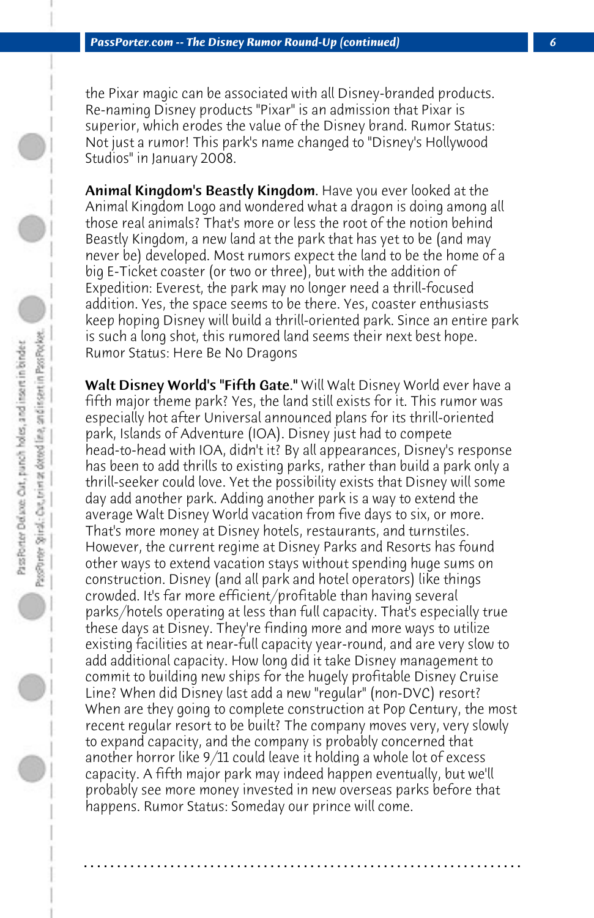the Pixar magic can be associated with all Disney-branded products. Re-naming Disney products "Pixar" is an admission that Pixar is superior, which erodes the value of the Disney brand. Rumor Status: Not just a rumor! This park's name changed to "Disney's Hollywood Studios" in January 2008.

**Animal Kingdom's Beastly Kingdom.** Have you ever looked at the Animal Kingdom Logo and wondered what a dragon is doing among all those real animals? That's more or less the root of the notion behind Beastly Kingdom, a new land at the park that has yet to be (and may never be) developed. Most rumors expect the land to be the home of a big E-Ticket coaster (or two or three), but with the addition of Expedition: Everest, the park may no longer need a thrill-focused addition. Yes, the space seems to be there. Yes, coaster enthusiasts keep hoping Disney will build a thrill-oriented park. Since an entire park is such a long shot, this rumored land seems their next best hope. Rumor Status: Here Be No Dragons

**Walt Disney World's "Fifth Gate."** Will Walt Disney World ever have a fifth major theme park? Yes, the land still exists for it. This rumor was especially hot after Universal announced plans for its thrill-oriented park, Islands of Adventure (IOA). Disney just had to compete head-to-head with IOA, didn't it? By all appearances, Disney's response has been to add thrills to existing parks, rather than build a park only a thrill-seeker could love. Yet the possibility exists that Disney will some day add another park. Adding another park is a way to extend the average Walt Disney World vacation from five days to six, or more. That's more money at Disney hotels, restaurants, and turnstiles. However, the current regime at Disney Parks and Resorts has found other ways to extend vacation stays without spending huge sums on construction. Disney (and all park and hotel operators) like things crowded. It's far more efficient/profitable than having several parks/hotels operating at less than full capacity. That's especially true these days at Disney. They're finding more and more ways to utilize existing facilities at near-full capacity year-round, and are very slow to add additional capacity. How long did it take Disney management to commit to building new ships for the hugely profitable Disney Cruise Line? When did Disney last add a new "regular" (non-DVC) resort? When are they going to complete construction at Pop Century, the most recent regular resort to be built? The company moves very, very slowly to expand capacity, and the company is probably concerned that another horror like 9/11 could leave it holding a whole lot of excess capacity. A fifth major park may indeed happen eventually, but we'll probably see more money invested in new overseas parks before that happens. Rumor Status: Someday our prince will come.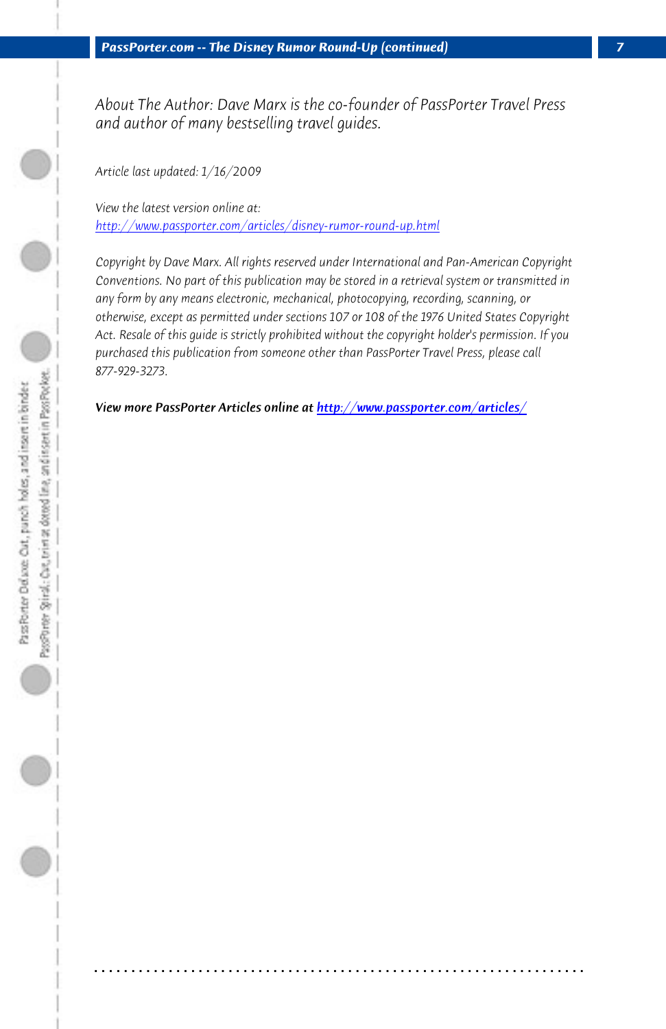*About The Author: Dave Marx is the co-founder of PassPorter Travel Press and author of many bestselling travel guides.*

*Article last updated: 1/16/2009*

*View the latest version online at:*
*http://www.passporter.com/articles/disney-rumor-round-up.html*

*Copyright by Dave Marx. All rights reserved under International and Pan-American Copyright Conventions. No part of this publication may be stored in a retrieval system or transmitted in any form by any means electronic, mechanical, photocopying, recording, scanning, or otherwise, except as permitted under sections 107 or 108 of the 1976 United States Copyright Act. Resale of this guide is strictly prohibited without the copyright holder's permission. If you purchased this publication from someone other than PassPorter Travel Press, please call 877-929-3273.*

***View more PassPorter Articles online at http://www.passporter.com/articles/***